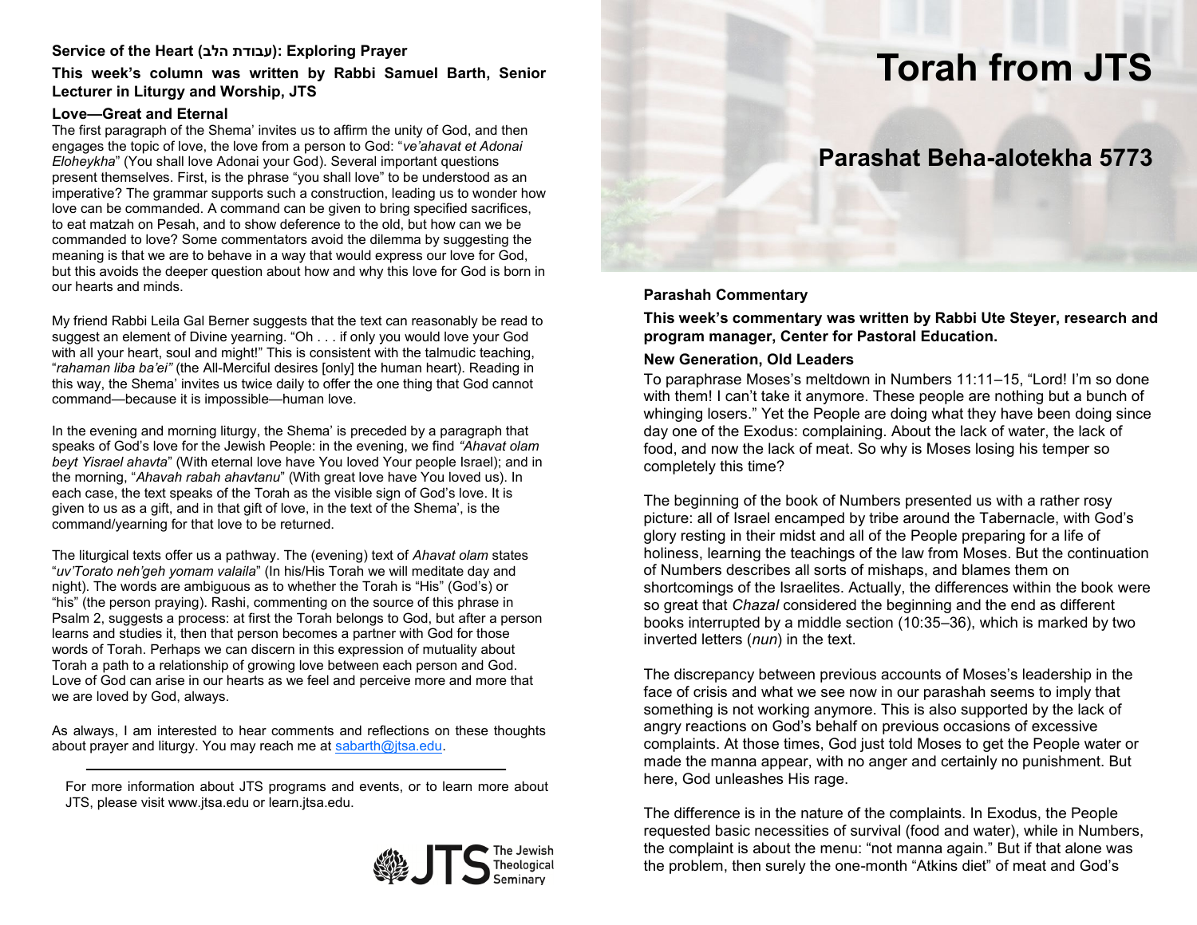# Torah from JTS

## Parashat Beha-alotekha 5773

**Parashah Commentary**

**This week's commentary was written by Rabbi Ute Steyer, research and program manager, Center for Pastoral Education.**

### New Generation, Old Leaders

To paraphrase Moses's meltdown in Numbers 11:11–15, "Lord! I'm so done with them! I can't take it anymore. These people are nothing but a bunch of whinging losers." Yet the People are doing what they have been doing since day one of the Exodus: complaining. About the lack of water, the lack of food, and now the lack of meat. So why is Moses losing his temper so completely this time?

The beginning of the book of Numbers presented us with a rather rosy picture: all of Israel encamped by tribe around the Tabernacle, with God's glory resting in their midst and all of the People preparing for a life of holiness, learning the teachings of the law from Moses. But the continuation of Numbers describes all sorts of mishaps, and blames them on shortcomings of the Israelites. Actually, the differences within the book were so great that *Chazal* considered the beginning and the end as different books interrupted by a middle section (10:35–36), which is marked by two inverted letters (*nun*) in the text.

The discrepancy between previous accounts of Moses's leadership in the face of crisis and what we see now in our parashah seems to imply that something is not working anymore. This is also supported by the lack of angry reactions on God's behalf on previous occasions of excessive complaints. At those times, God just told Moses to get the People water or made the manna appear, with no anger and certainly no punishment. But here, God unleashes His rage.

The difference is in the nature of the complaints. In Exodus, the People requested basic necessities of survival (food and water), while in Numbers, the complaint is about the menu: "not manna again." But if that alone was the problem, then surely the one-month "Atkins diet" of meat and God's

---

**Service of the Heart (עבודת הלב): Exploring Prayer**

**This week's column was written by Rabbi Samuel Barth, Senior Lecturer in Liturgy and Worship, JTS**

### Love—Great and Eternal

The first paragraph of the Shema' invites us to affirm the unity of God, and then engages the topic of love, the love from a person to God: "*ve'ahavat et Adonai Eloheykha*" (You shall love Adonai your God). Several important questions present themselves. First, is the phrase "you shall love" to be understood as an imperative? The grammar supports such a construction, leading us to wonder how love can be commanded. A command can be given to bring specified sacrifices, to eat matzah on Pesah, and to show deference to the old, but how can we be commanded to love? Some commentators avoid the dilemma by suggesting the meaning is that we are to behave in a way that would express our love for God, but this avoids the deeper question about how and why this love for God is born in our hearts and minds.

My friend Rabbi Leila Gal Berner suggests that the text can reasonably be read to suggest an element of Divine yearning. "Oh . . . if only you would love your God with all your heart, soul and might!" This is consistent with the talmudic teaching, "*rahaman liba ba'ei"* (the All-Merciful desires [only] the human heart). Reading in this way, the Shema' invites us twice daily to offer the one thing that God cannot command—because it is impossible—human love.

In the evening and morning liturgy, the Shema' is preceded by a paragraph that speaks of God's love for the Jewish People: in the evening, we find *"Ahavat olam beyt Yisrael ahavta*" (With eternal love have You loved Your people Israel); and in the morning, "*Ahavah rabah ahavtanu*" (With great love have You loved us). In each case, the text speaks of the Torah as the visible sign of God's love. It is given to us as a gift, and in that gift of love, in the text of the Shema', is the command/yearning for that love to be returned.

The liturgical texts offer us a pathway. The (evening) text of *Ahavat olam* states "*uv'Torato neh'geh yomam valaila*" (In his/His Torah we will meditate day and night). The words are ambiguous as to whether the Torah is "His" (God's) or "his" (the person praying). Rashi, commenting on the source of this phrase in Psalm 2, suggests a process: at first the Torah belongs to God, but after a person learns and studies it, then that person becomes a partner with God for those words of Torah. Perhaps we can discern in this expression of mutuality about Torah a path to a relationship of growing love between each person and God. Love of God can arise in our hearts as we feel and perceive more and more that we are loved by God, always.

As always, I am interested to hear comments and reflections on these thoughts about prayer and liturgy. You may reach me at sabarth@jtsa.edu.

---

For more information about JTS programs and events, or to learn more about JTS, please visit www.jtsa.edu or learn.jtsa.edu.

JTS The Jewish Theological Seminary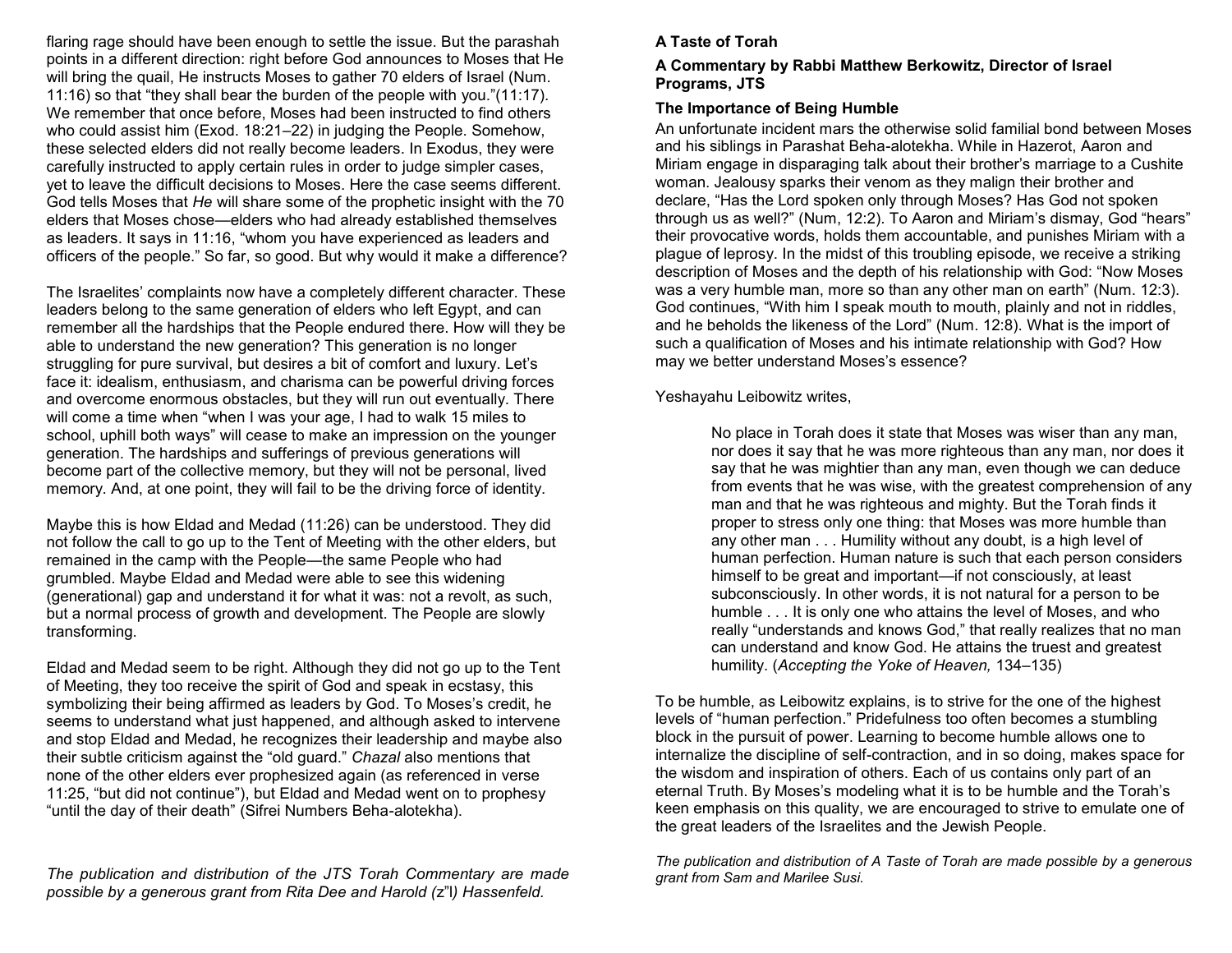flaring rage should have been enough to settle the issue. But the parashah points in a different direction: right before God announces to Moses that He will bring the quail, He instructs Moses to gather 70 elders of Israel (Num. 11:16) so that "they shall bear the burden of the people with you."(11:17). We remember that once before, Moses had been instructed to find others who could assist him (Exod. 18:21–22) in judging the People. Somehow, these selected elders did not really become leaders. In Exodus, they were carefully instructed to apply certain rules in order to judge simpler cases, yet to leave the difficult decisions to Moses. Here the case seems different. God tells Moses that *He* will share some of the prophetic insight with the 70 elders that Moses chose—elders who had already established themselves as leaders. It says in 11:16, "whom you have experienced as leaders and officers of the people." So far, so good. But why would it make a difference?

The Israelites' complaints now have a completely different character. These leaders belong to the same generation of elders who left Egypt, and can remember all the hardships that the People endured there. How will they be able to understand the new generation? This generation is no longer struggling for pure survival, but desires a bit of comfort and luxury. Let's face it: idealism, enthusiasm, and charisma can be powerful driving forces and overcome enormous obstacles, but they will run out eventually. There will come a time when "when I was your age, I had to walk 15 miles to school, uphill both ways" will cease to make an impression on the younger generation. The hardships and sufferings of previous generations will become part of the collective memory, but they will not be personal, lived memory. And, at one point, they will fail to be the driving force of identity.

Maybe this is how Eldad and Medad (11:26) can be understood. They did not follow the call to go up to the Tent of Meeting with the other elders, but remained in the camp with the People—the same People who had grumbled. Maybe Eldad and Medad were able to see this widening (generational) gap and understand it for what it was: not a revolt, as such, but a normal process of growth and development. The People are slowly transforming.

Eldad and Medad seem to be right. Although they did not go up to the Tent of Meeting, they too receive the spirit of God and speak in ecstasy, this symbolizing their being affirmed as leaders by God. To Moses's credit, he seems to understand what just happened, and although asked to intervene and stop Eldad and Medad, he recognizes their leadership and maybe also their subtle criticism against the "old guard." *Chazal* also mentions that none of the other elders ever prophesized again (as referenced in verse 11:25, "but did not continue"), but Eldad and Medad went on to prophesy "until the day of their death" (Sifrei Numbers Beha-alotekha).

*The publication and distribution of the JTS Torah Commentary are made possible by a generous grant from Rita Dee and Harold (z"l) Hassenfeld.*

## A Taste of Torah

**A Commentary by Rabbi Matthew Berkowitz, Director of Israel Programs, JTS**

### The Importance of Being Humble

An unfortunate incident mars the otherwise solid familial bond between Moses and his siblings in Parashat Beha-alotekha. While in Hazerot, Aaron and Miriam engage in disparaging talk about their brother's marriage to a Cushite woman. Jealousy sparks their venom as they malign their brother and declare, "Has the Lord spoken only through Moses? Has God not spoken through us as well?" (Num, 12:2). To Aaron and Miriam's dismay, God "hears" their provocative words, holds them accountable, and punishes Miriam with a plague of leprosy. In the midst of this troubling episode, we receive a striking description of Moses and the depth of his relationship with God: "Now Moses was a very humble man, more so than any other man on earth" (Num. 12:3). God continues, "With him I speak mouth to mouth, plainly and not in riddles, and he beholds the likeness of the Lord" (Num. 12:8). What is the import of such a qualification of Moses and his intimate relationship with God? How may we better understand Moses's essence?

Yeshayahu Leibowitz writes,

> No place in Torah does it state that Moses was wiser than any man, nor does it say that he was more righteous than any man, nor does it say that he was mightier than any man, even though we can deduce from events that he was wise, with the greatest comprehension of any man and that he was righteous and mighty. But the Torah finds it proper to stress only one thing: that Moses was more humble than any other man . . . Humility without any doubt, is a high level of human perfection. Human nature is such that each person considers himself to be great and important—if not consciously, at least subconsciously. In other words, it is not natural for a person to be humble . . . It is only one who attains the level of Moses, and who really "understands and knows God," that really realizes that no man can understand and know God. He attains the truest and greatest humility. (*Accepting the Yoke of Heaven,* 134–135)

To be humble, as Leibowitz explains, is to strive for the one of the highest levels of "human perfection." Pridefulness too often becomes a stumbling block in the pursuit of power. Learning to become humble allows one to internalize the discipline of self-contraction, and in so doing, makes space for the wisdom and inspiration of others. Each of us contains only part of an eternal Truth. By Moses's modeling what it is to be humble and the Torah's keen emphasis on this quality, we are encouraged to strive to emulate one of the great leaders of the Israelites and the Jewish People.

*The publication and distribution of A Taste of Torah are made possible by a generous grant from Sam and Marilee Susi.*